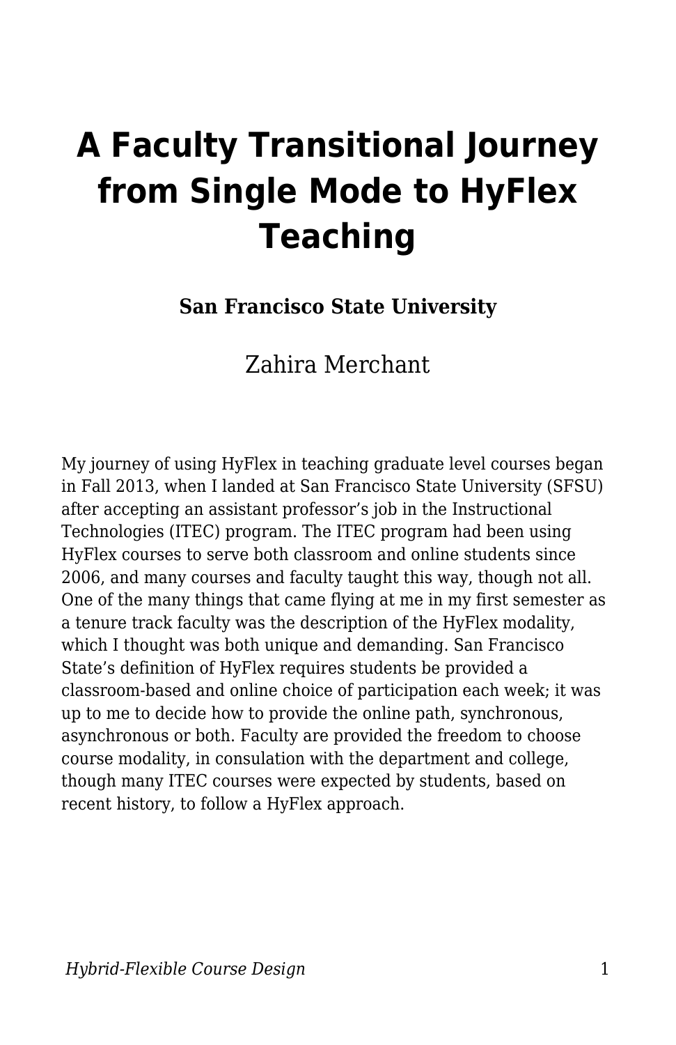# A Faculty Transitional Journey from Single Mode to HyFlex Teaching

**San Francisco State University**

Zahira Merchant

My journey of using HyFlex in teaching graduate level courses began in Fall 2013, when I landed at San Francisco State University (SFSU) after accepting an assistant professor's job in the Instructional Technologies (ITEC) program. The ITEC program had been using HyFlex courses to serve both classroom and online students since 2006, and many courses and faculty taught this way, though not all. One of the many things that came flying at me in my first semester as a tenure track faculty was the description of the HyFlex modality, which I thought was both unique and demanding. San Francisco State's definition of HyFlex requires students be provided a classroom-based and online choice of participation each week; it was up to me to decide how to provide the online path, synchronous, asynchronous or both. Faculty are provided the freedom to choose course modality, in consulation with the department and college, though many ITEC courses were expected by students, based on recent history, to follow a HyFlex approach.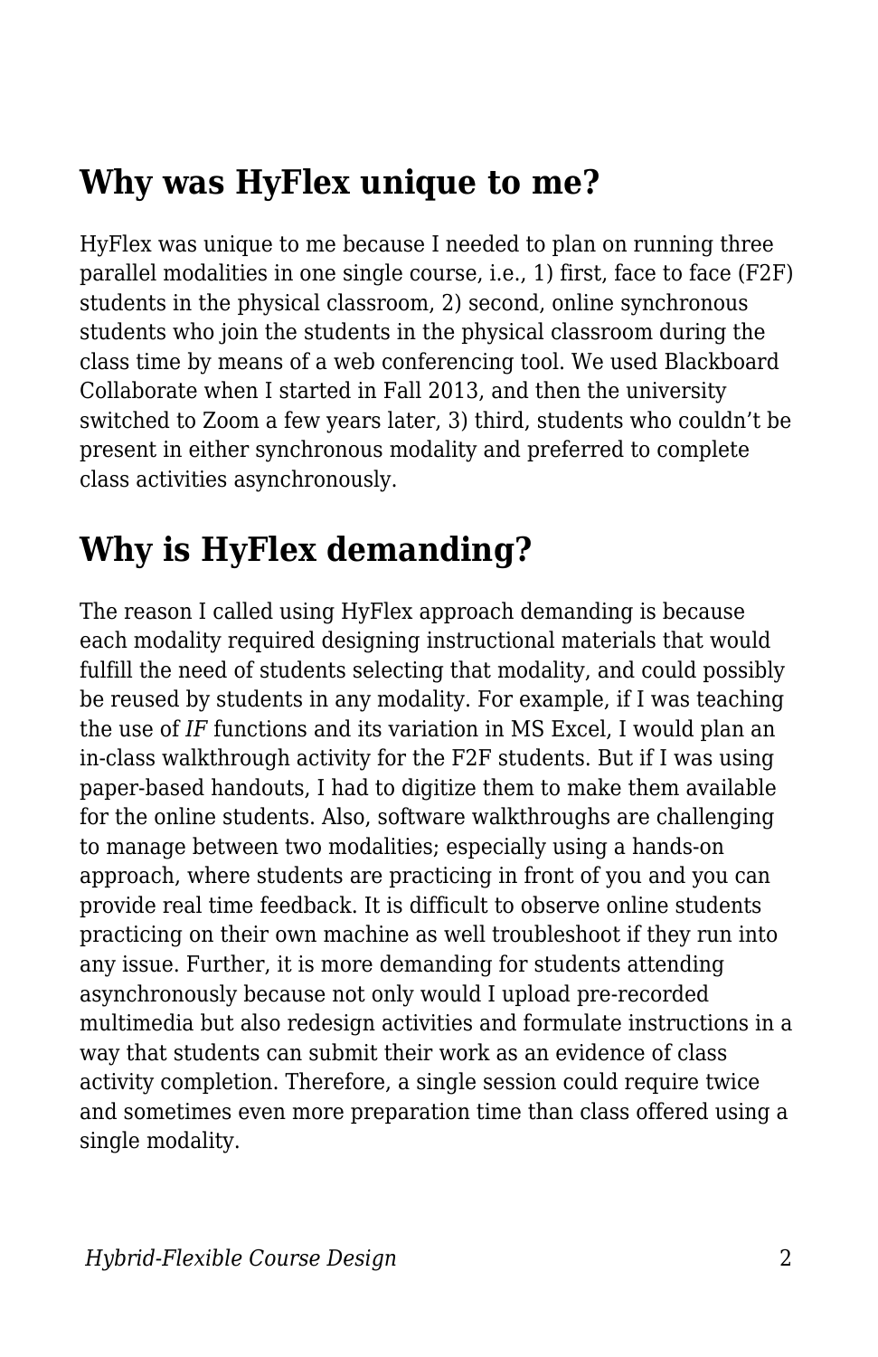## Why was HyFlex unique to me?

HyFlex was unique to me because I needed to plan on running three parallel modalities in one single course, i.e., 1) first, face to face (F2F) students in the physical classroom, 2) second, online synchronous students who join the students in the physical classroom during the class time by means of a web conferencing tool. We used Blackboard Collaborate when I started in Fall 2013, and then the university switched to Zoom a few years later, 3) third, students who couldn't be present in either synchronous modality and preferred to complete class activities asynchronously.

## Why is HyFlex demanding?

The reason I called using HyFlex approach demanding is because each modality required designing instructional materials that would fulfill the need of students selecting that modality, and could possibly be reused by students in any modality. For example, if I was teaching the use of *IF* functions and its variation in MS Excel, I would plan an in-class walkthrough activity for the F2F students. But if I was using paper-based handouts, I had to digitize them to make them available for the online students. Also, software walkthroughs are challenging to manage between two modalities; especially using a hands-on approach, where students are practicing in front of you and you can provide real time feedback. It is difficult to observe online students practicing on their own machine as well troubleshoot if they run into any issue. Further, it is more demanding for students attending asynchronously because not only would I upload pre-recorded multimedia but also redesign activities and formulate instructions in a way that students can submit their work as an evidence of class activity completion. Therefore, a single session could require twice and sometimes even more preparation time than class offered using a single modality.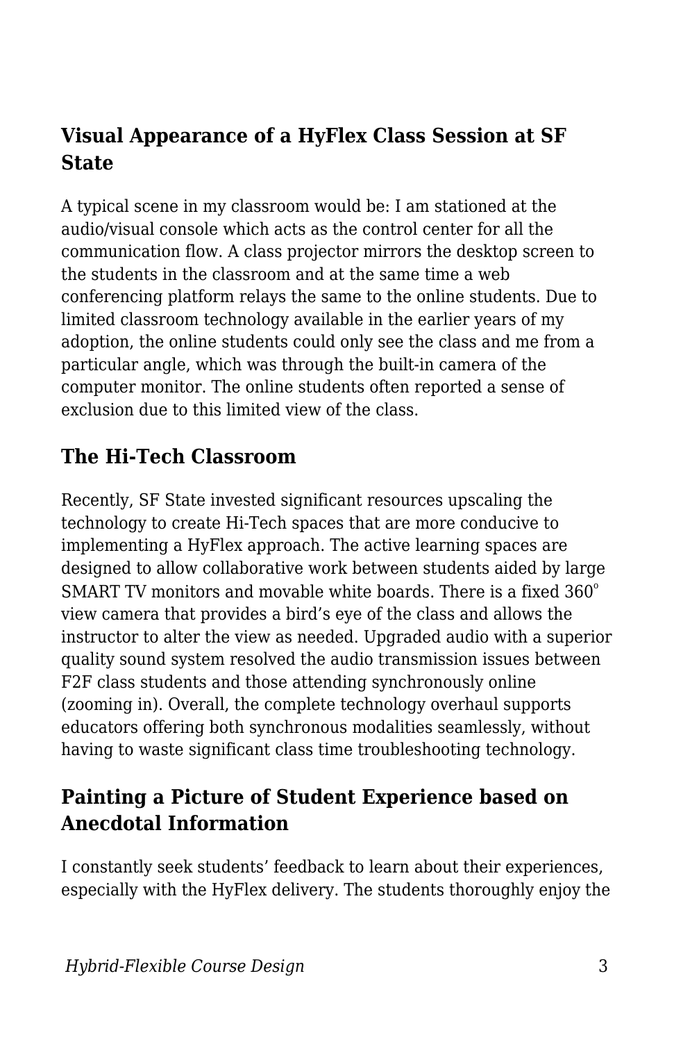## Visual Appearance of a HyFlex Class Session at SF State

A typical scene in my classroom would be: I am stationed at the audio/visual console which acts as the control center for all the communication flow. A class projector mirrors the desktop screen to the students in the classroom and at the same time a web conferencing platform relays the same to the online students. Due to limited classroom technology available in the earlier years of my adoption, the online students could only see the class and me from a particular angle, which was through the built-in camera of the computer monitor. The online students often reported a sense of exclusion due to this limited view of the class.

## The Hi-Tech Classroom

Recently, SF State invested significant resources upscaling the technology to create Hi-Tech spaces that are more conducive to implementing a HyFlex approach. The active learning spaces are designed to allow collaborative work between students aided by large SMART TV monitors and movable white boards. There is a fixed 360º view camera that provides a bird's eye of the class and allows the instructor to alter the view as needed. Upgraded audio with a superior quality sound system resolved the audio transmission issues between F2F class students and those attending synchronously online (zooming in). Overall, the complete technology overhaul supports educators offering both synchronous modalities seamlessly, without having to waste significant class time troubleshooting technology.

## Painting a Picture of Student Experience based on Anecdotal Information

I constantly seek students' feedback to learn about their experiences, especially with the HyFlex delivery. The students thoroughly enjoy the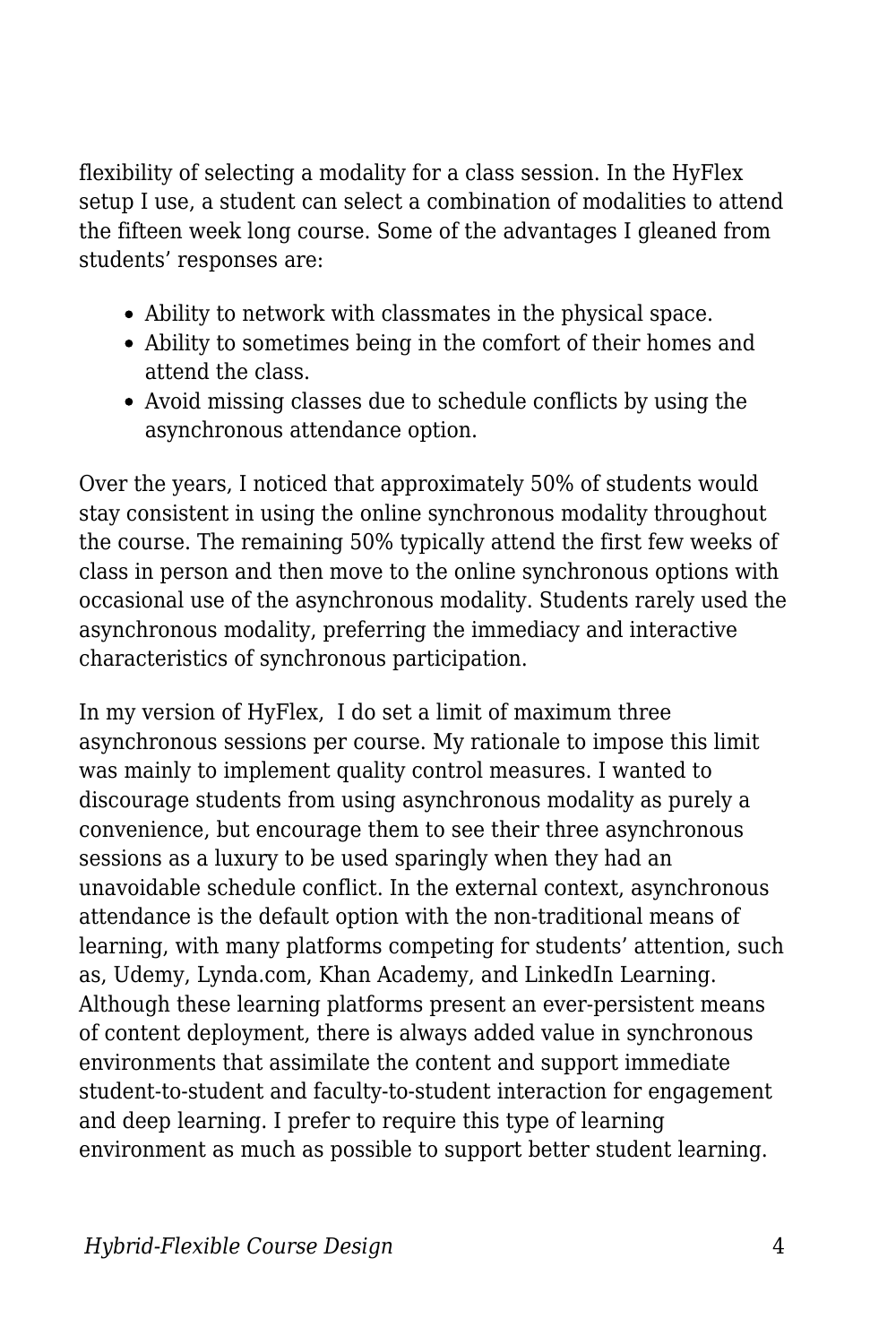flexibility of selecting a modality for a class session. In the HyFlex setup I use, a student can select a combination of modalities to attend the fifteen week long course. Some of the advantages I gleaned from students' responses are:

- Ability to network with classmates in the physical space.
- Ability to sometimes being in the comfort of their homes and attend the class.
- Avoid missing classes due to schedule conflicts by using the asynchronous attendance option.

Over the years, I noticed that approximately 50% of students would stay consistent in using the online synchronous modality throughout the course. The remaining 50% typically attend the first few weeks of class in person and then move to the online synchronous options with occasional use of the asynchronous modality. Students rarely used the asynchronous modality, preferring the immediacy and interactive characteristics of synchronous participation.

In my version of HyFlex,  I do set a limit of maximum three asynchronous sessions per course. My rationale to impose this limit was mainly to implement quality control measures. I wanted to discourage students from using asynchronous modality as purely a convenience, but encourage them to see their three asynchronous sessions as a luxury to be used sparingly when they had an unavoidable schedule conflict. In the external context, asynchronous attendance is the default option with the non-traditional means of learning, with many platforms competing for students' attention, such as, Udemy, Lynda.com, Khan Academy, and LinkedIn Learning. Although these learning platforms present an ever-persistent means of content deployment, there is always added value in synchronous environments that assimilate the content and support immediate student-to-student and faculty-to-student interaction for engagement and deep learning. I prefer to require this type of learning environment as much as possible to support better student learning.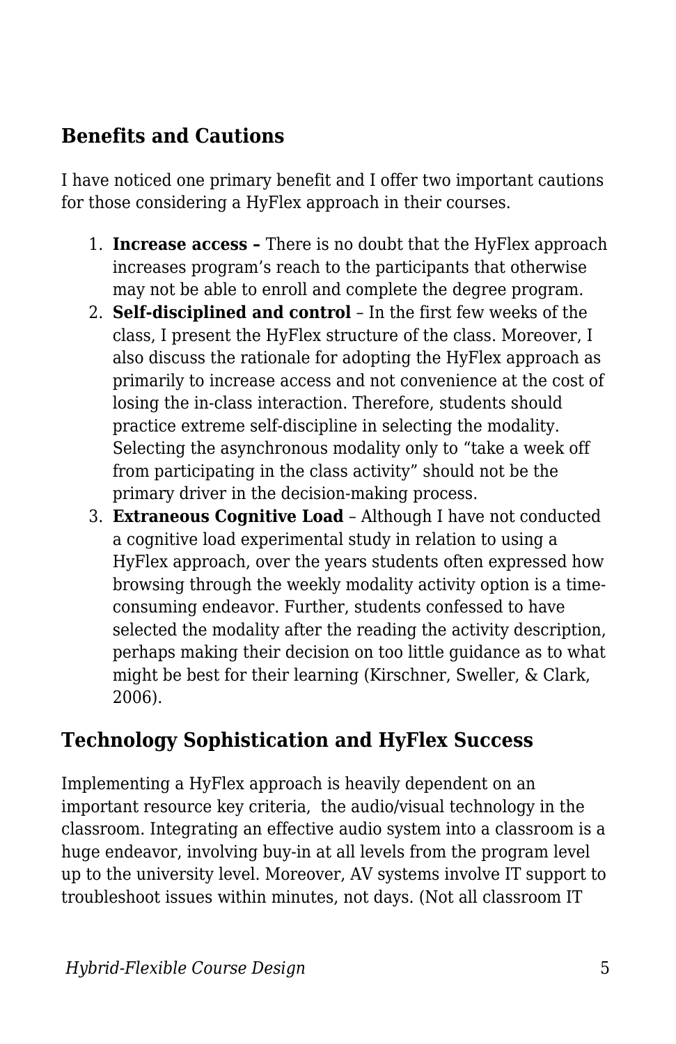## Benefits and Cautions

I have noticed one primary benefit and I offer two important cautions for those considering a HyFlex approach in their courses.

1. **Increase access –** There is no doubt that the HyFlex approach increases program's reach to the participants that otherwise may not be able to enroll and complete the degree program.
2. **Self-disciplined and control** – In the first few weeks of the class, I present the HyFlex structure of the class. Moreover, I also discuss the rationale for adopting the HyFlex approach as primarily to increase access and not convenience at the cost of losing the in-class interaction. Therefore, students should practice extreme self-discipline in selecting the modality. Selecting the asynchronous modality only to "take a week off from participating in the class activity" should not be the primary driver in the decision-making process.
3. **Extraneous Cognitive Load** – Although I have not conducted a cognitive load experimental study in relation to using a HyFlex approach, over the years students often expressed how browsing through the weekly modality activity option is a time-consuming endeavor. Further, students confessed to have selected the modality after the reading the activity description, perhaps making their decision on too little guidance as to what might be best for their learning (Kirschner, Sweller, & Clark, 2006).

## Technology Sophistication and HyFlex Success

Implementing a HyFlex approach is heavily dependent on an important resource key criteria, the audio/visual technology in the classroom. Integrating an effective audio system into a classroom is a huge endeavor, involving buy-in at all levels from the program level up to the university level. Moreover, AV systems involve IT support to troubleshoot issues within minutes, not days. (Not all classroom IT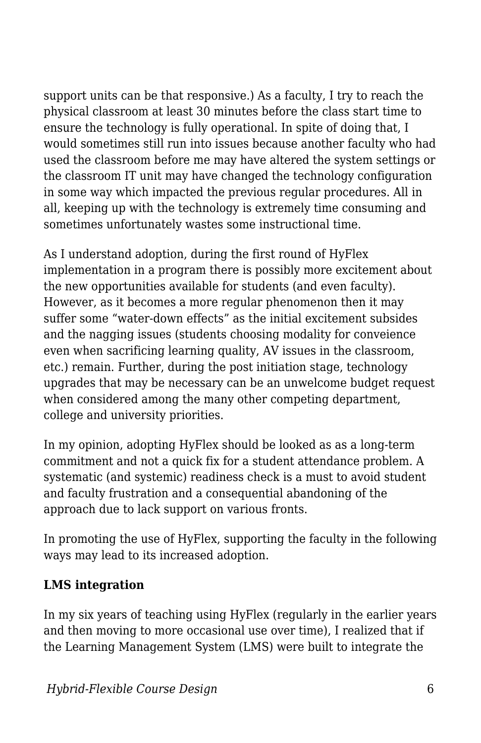support units can be that responsive.) As a faculty, I try to reach the physical classroom at least 30 minutes before the class start time to ensure the technology is fully operational. In spite of doing that, I would sometimes still run into issues because another faculty who had used the classroom before me may have altered the system settings or the classroom IT unit may have changed the technology configuration in some way which impacted the previous regular procedures. All in all, keeping up with the technology is extremely time consuming and sometimes unfortunately wastes some instructional time.

As I understand adoption, during the first round of HyFlex implementation in a program there is possibly more excitement about the new opportunities available for students (and even faculty). However, as it becomes a more regular phenomenon then it may suffer some “water-down effects” as the initial excitement subsides and the nagging issues (students choosing modality for conveience even when sacrificing learning quality, AV issues in the classroom, etc.) remain. Further, during the post initiation stage, technology upgrades that may be necessary can be an unwelcome budget request when considered among the many other competing department, college and university priorities.

In my opinion, adopting HyFlex should be looked as as a long-term commitment and not a quick fix for a student attendance problem. A systematic (and systemic) readiness check is a must to avoid student and faculty frustration and a consequential abandoning of the approach due to lack support on various fronts.

In promoting the use of HyFlex, supporting the faculty in the following ways may lead to its increased adoption.

**LMS integration**

In my six years of teaching using HyFlex (regularly in the earlier years and then moving to more occasional use over time), I realized that if the Learning Management System (LMS) were built to integrate the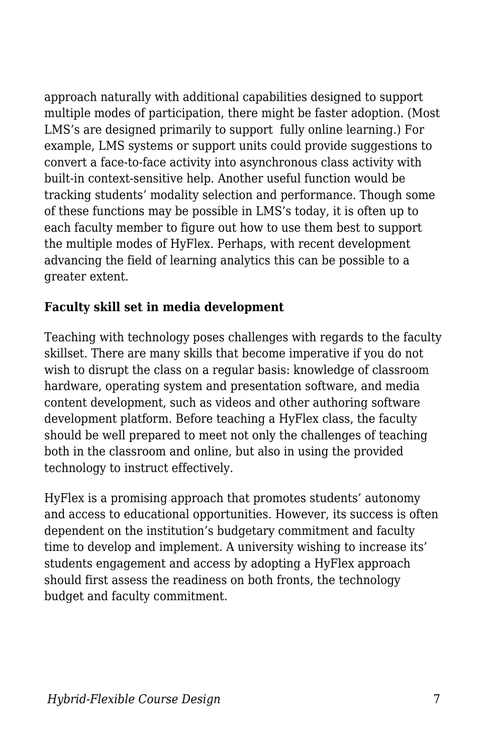approach naturally with additional capabilities designed to support multiple modes of participation, there might be faster adoption. (Most LMS's are designed primarily to support  fully online learning.) For example, LMS systems or support units could provide suggestions to convert a face-to-face activity into asynchronous class activity with built-in context-sensitive help. Another useful function would be tracking students' modality selection and performance. Though some of these functions may be possible in LMS's today, it is often up to each faculty member to figure out how to use them best to support the multiple modes of HyFlex. Perhaps, with recent development advancing the field of learning analytics this can be possible to a greater extent.

**Faculty skill set in media development**

Teaching with technology poses challenges with regards to the faculty skillset. There are many skills that become imperative if you do not wish to disrupt the class on a regular basis: knowledge of classroom hardware, operating system and presentation software, and media content development, such as videos and other authoring software development platform. Before teaching a HyFlex class, the faculty should be well prepared to meet not only the challenges of teaching both in the classroom and online, but also in using the provided technology to instruct effectively.

HyFlex is a promising approach that promotes students' autonomy and access to educational opportunities. However, its success is often dependent on the institution's budgetary commitment and faculty time to develop and implement. A university wishing to increase its' students engagement and access by adopting a HyFlex approach should first assess the readiness on both fronts, the technology budget and faculty commitment.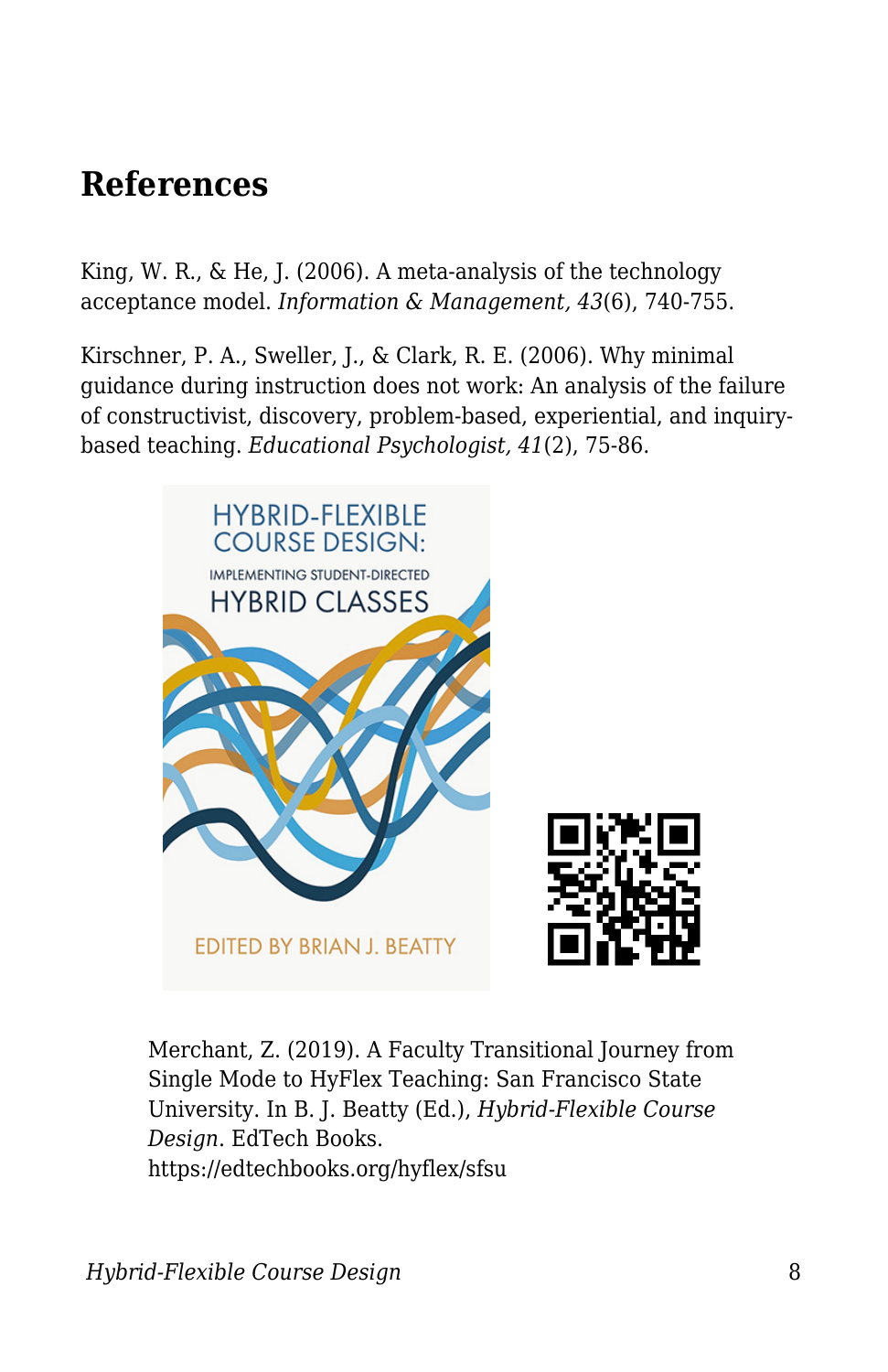## References

King, W. R., & He, J. (2006). A meta-analysis of the technology acceptance model. *Information & Management, 43*(6), 740-755.

Kirschner, P. A., Sweller, J., & Clark, R. E. (2006). Why minimal guidance during instruction does not work: An analysis of the failure of constructivist, discovery, problem-based, experiential, and inquiry-based teaching. *Educational Psychologist, 41*(2), 75-86.

Merchant, Z. (2019). A Faculty Transitional Journey from Single Mode to HyFlex Teaching: San Francisco State University. In B. J. Beatty (Ed.), *Hybrid-Flexible Course Design*. EdTech Books. https://edtechbooks.org/hyflex/sfsu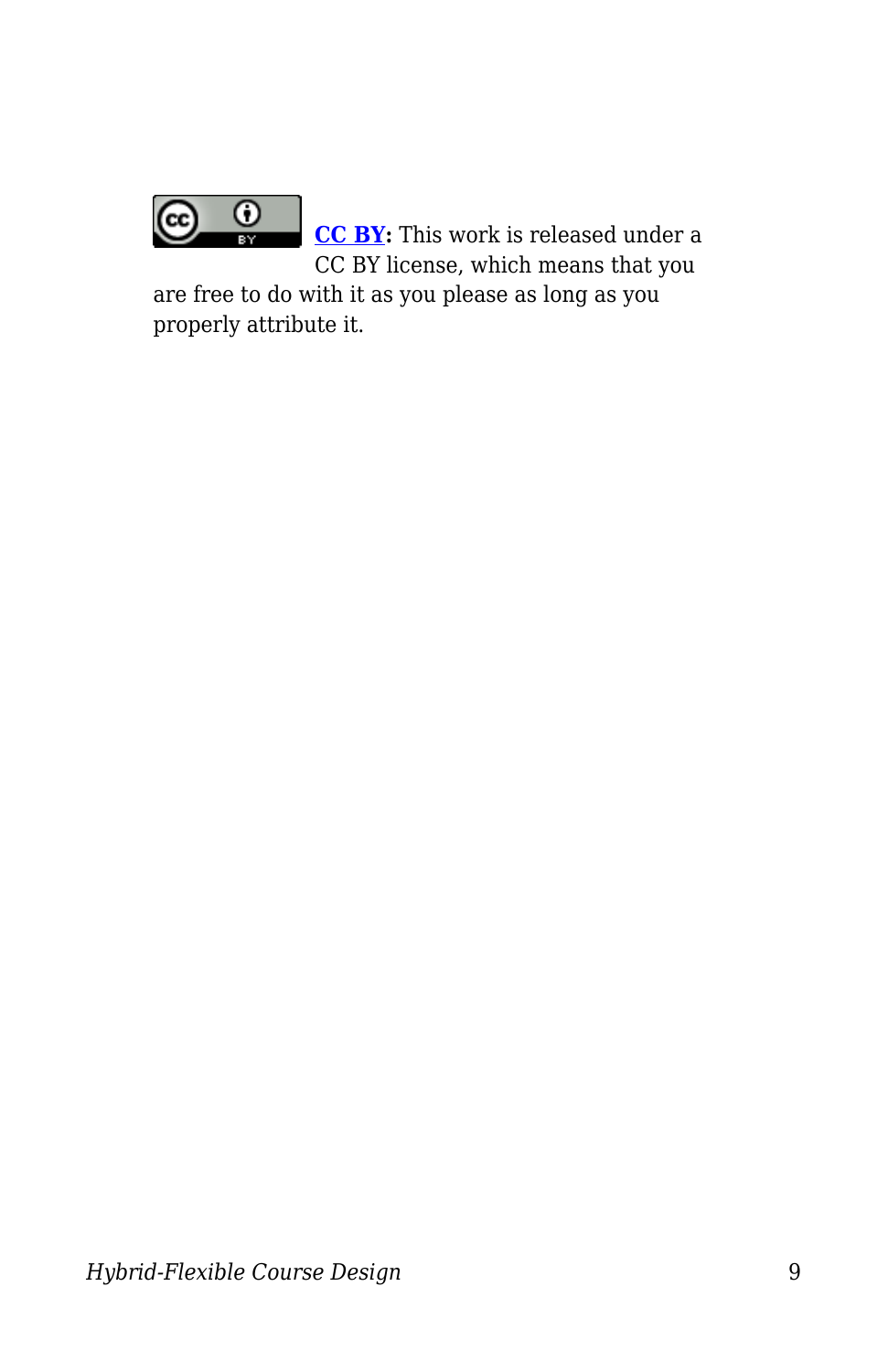**CC BY:** This work is released under a CC BY license, which means that you are free to do with it as you please as long as you properly attribute it.